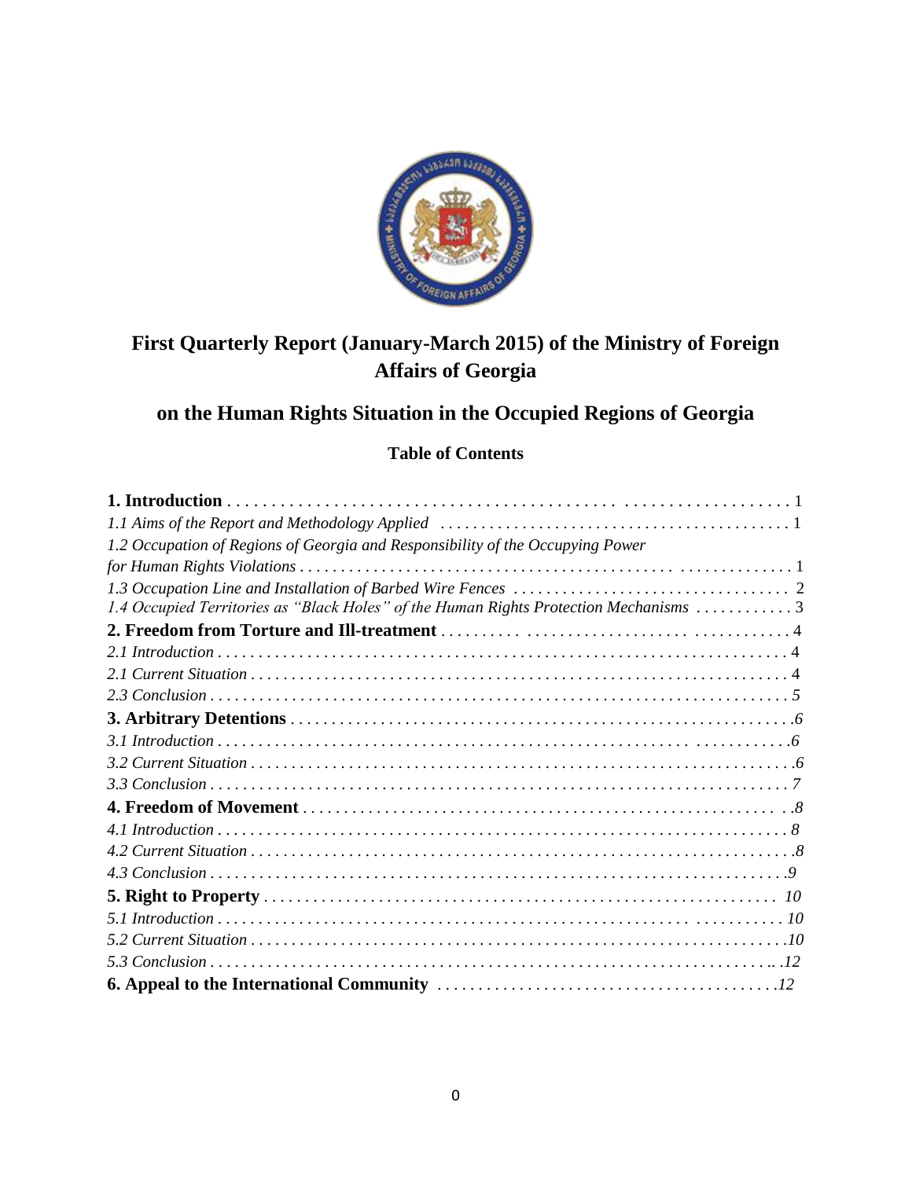# First Quarterly Report (January-March 2015) of the Ministry of Foreign Affairs of Georgia

## on the Human Rights Situation in the Occupied Regions of Georgia

### Table of Contents

**1. Introduction** . . . . . . . . . . . . . . . . . . . . . . . . . . . . . . . . . . . . . . . . . . . . . . . . . . . . . . . . . . . . . 1

*1.1 Aims of the Report and Methodology Applied* . . . . . . . . . . . . . . . . . . . . . . . . . . . . . . . . . . . . . . . . . 1

*1.2 Occupation of Regions of Georgia and Responsibility of the Occupying Power for Human Rights Violations* . . . . . . . . . . . . . . . . . . . . . . . . . . . . . . . . . . . . . . . . . . . . . . . . . . . . . . . . . . . . . 1

*1.3 Occupation Line and Installation of Barbed Wire Fences* . . . . . . . . . . . . . . . . . . . . . . . . . . . . . . . . . 2

*1.4 Occupied Territories as "Black Holes" of the Human Rights Protection Mechanisms* . . . . . . . . . . . . 3

**2. Freedom from Torture and Ill-treatment** . . . . . . . . . . . . . . . . . . . . . . . . . . . . . . . . . . . . . . . . . . . . 4

*2.1 Introduction* . . . . . . . . . . . . . . . . . . . . . . . . . . . . . . . . . . . . . . . . . . . . . . . . . . . . . . . . . . . . . . . . . . 4

*2.1 Current Situation* . . . . . . . . . . . . . . . . . . . . . . . . . . . . . . . . . . . . . . . . . . . . . . . . . . . . . . . . . . . . . . 4

*2.3 Conclusion* . . . . . . . . . . . . . . . . . . . . . . . . . . . . . . . . . . . . . . . . . . . . . . . . . . . . . . . . . . . . . . . . . . . 5

**3. Arbitrary Detentions** . . . . . . . . . . . . . . . . . . . . . . . . . . . . . . . . . . . . . . . . . . . . . . . . . . . . . . . . . . . 6

*3.1 Introduction* . . . . . . . . . . . . . . . . . . . . . . . . . . . . . . . . . . . . . . . . . . . . . . . . . . . . . . . . . . . . . . . . . . 6

*3.2 Current Situation* . . . . . . . . . . . . . . . . . . . . . . . . . . . . . . . . . . . . . . . . . . . . . . . . . . . . . . . . . . . . . . 6

*3.3 Conclusion* . . . . . . . . . . . . . . . . . . . . . . . . . . . . . . . . . . . . . . . . . . . . . . . . . . . . . . . . . . . . . . . . . . . 7

**4. Freedom of Movement** . . . . . . . . . . . . . . . . . . . . . . . . . . . . . . . . . . . . . . . . . . . . . . . . . . . . . . . . . . 8

*4.1 Introduction* . . . . . . . . . . . . . . . . . . . . . . . . . . . . . . . . . . . . . . . . . . . . . . . . . . . . . . . . . . . . . . . . . . 8

*4.2 Current Situation* . . . . . . . . . . . . . . . . . . . . . . . . . . . . . . . . . . . . . . . . . . . . . . . . . . . . . . . . . . . . . . 8

*4.3 Conclusion* . . . . . . . . . . . . . . . . . . . . . . . . . . . . . . . . . . . . . . . . . . . . . . . . . . . . . . . . . . . . . . . . . . . 9

**5. Right to Property** . . . . . . . . . . . . . . . . . . . . . . . . . . . . . . . . . . . . . . . . . . . . . . . . . . . . . . . . . . . . 10

*5.1 Introduction* . . . . . . . . . . . . . . . . . . . . . . . . . . . . . . . . . . . . . . . . . . . . . . . . . . . . . . . . . . . . . . . . . 10

*5.2 Current Situation* . . . . . . . . . . . . . . . . . . . . . . . . . . . . . . . . . . . . . . . . . . . . . . . . . . . . . . . . . . . . . 10

*5.3 Conclusion* . . . . . . . . . . . . . . . . . . . . . . . . . . . . . . . . . . . . . . . . . . . . . . . . . . . . . . . . . . . . . . . . . . 12

**6. Appeal to the International Community** . . . . . . . . . . . . . . . . . . . . . . . . . . . . . . . . . . . . . . . . . . 12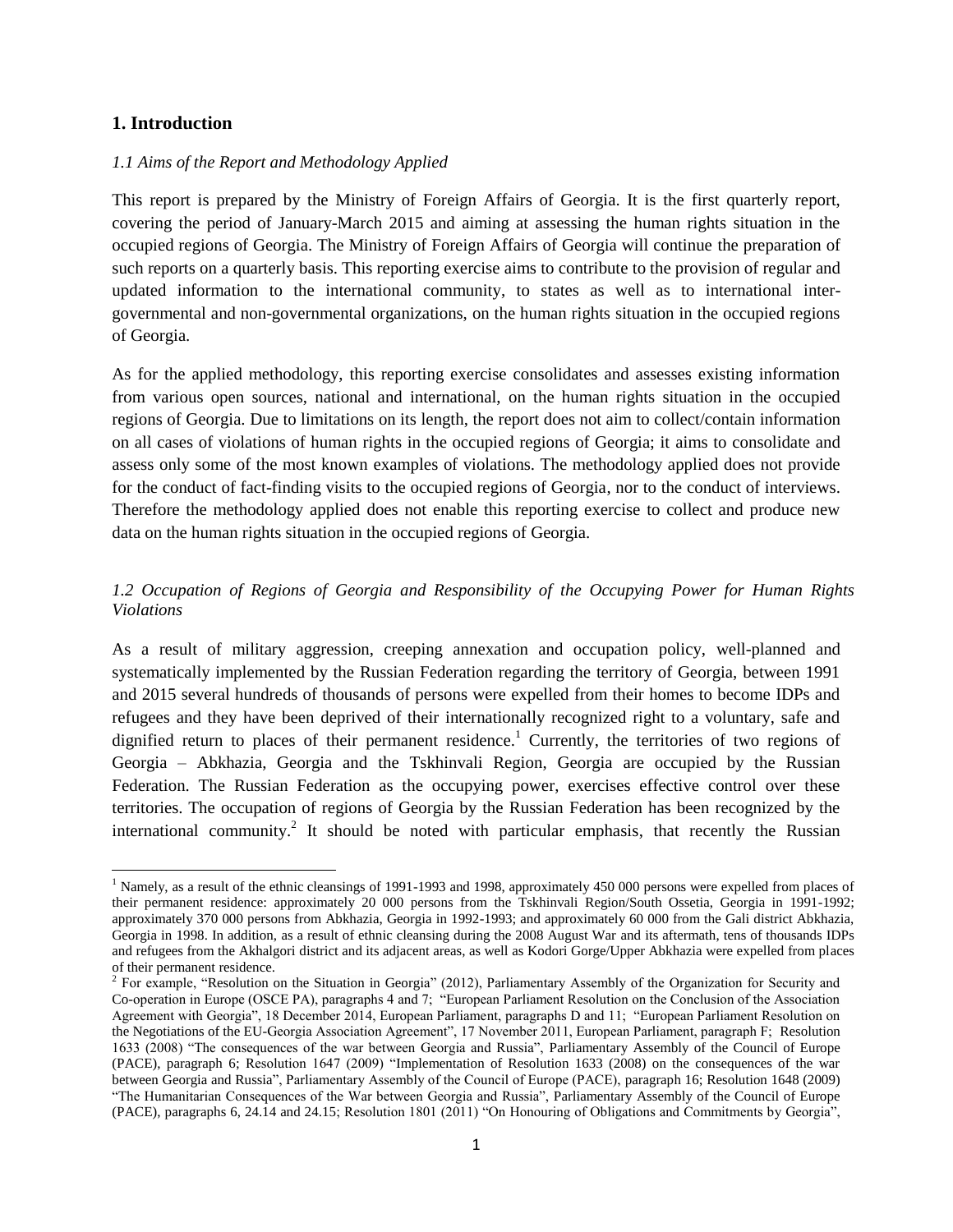## 1. Introduction

### *1.1 Aims of the Report and Methodology Applied*

This report is prepared by the Ministry of Foreign Affairs of Georgia. It is the first quarterly report, covering the period of January-March 2015 and aiming at assessing the human rights situation in the occupied regions of Georgia. The Ministry of Foreign Affairs of Georgia will continue the preparation of such reports on a quarterly basis. This reporting exercise aims to contribute to the provision of regular and updated information to the international community, to states as well as to international inter-governmental and non-governmental organizations, on the human rights situation in the occupied regions of Georgia.

As for the applied methodology, this reporting exercise consolidates and assesses existing information from various open sources, national and international, on the human rights situation in the occupied regions of Georgia. Due to limitations on its length, the report does not aim to collect/contain information on all cases of violations of human rights in the occupied regions of Georgia; it aims to consolidate and assess only some of the most known examples of violations. The methodology applied does not provide for the conduct of fact-finding visits to the occupied regions of Georgia, nor to the conduct of interviews. Therefore the methodology applied does not enable this reporting exercise to collect and produce new data on the human rights situation in the occupied regions of Georgia.

### *1.2 Occupation of Regions of Georgia and Responsibility of the Occupying Power for Human Rights Violations*

As a result of military aggression, creeping annexation and occupation policy, well-planned and systematically implemented by the Russian Federation regarding the territory of Georgia, between 1991 and 2015 several hundreds of thousands of persons were expelled from their homes to become IDPs and refugees and they have been deprived of their internationally recognized right to a voluntary, safe and dignified return to places of their permanent residence.[1] Currently, the territories of two regions of Georgia – Abkhazia, Georgia and the Tskhinvali Region, Georgia are occupied by the Russian Federation. The Russian Federation as the occupying power, exercises effective control over these territories. The occupation of regions of Georgia by the Russian Federation has been recognized by the international community.[2] It should be noted with particular emphasis, that recently the Russian

---

[1] Namely, as a result of the ethnic cleansings of 1991-1993 and 1998, approximately 450 000 persons were expelled from places of their permanent residence: approximately 20 000 persons from the Tskhinvali Region/South Ossetia, Georgia in 1991-1992; approximately 370 000 persons from Abkhazia, Georgia in 1992-1993; and approximately 60 000 from the Gali district Abkhazia, Georgia in 1998. In addition, as a result of ethnic cleansing during the 2008 August War and its aftermath, tens of thousands IDPs and refugees from the Akhalgori district and its adjacent areas, as well as Kodori Gorge/Upper Abkhazia were expelled from places of their permanent residence.

[2] For example, "Resolution on the Situation in Georgia" (2012), Parliamentary Assembly of the Organization for Security and Co-operation in Europe (OSCE PA), paragraphs 4 and 7; "European Parliament Resolution on the Conclusion of the Association Agreement with Georgia", 18 December 2014, European Parliament, paragraphs D and 11; "European Parliament Resolution on the Negotiations of the EU-Georgia Association Agreement", 17 November 2011, European Parliament, paragraph F; Resolution 1633 (2008) "The consequences of the war between Georgia and Russia", Parliamentary Assembly of the Council of Europe (PACE), paragraph 6; Resolution 1647 (2009) "Implementation of Resolution 1633 (2008) on the consequences of the war between Georgia and Russia", Parliamentary Assembly of the Council of Europe (PACE), paragraph 16; Resolution 1648 (2009) "The Humanitarian Consequences of the War between Georgia and Russia", Parliamentary Assembly of the Council of Europe (PACE), paragraphs 6, 24.14 and 24.15; Resolution 1801 (2011) "On Honouring of Obligations and Commitments by Georgia",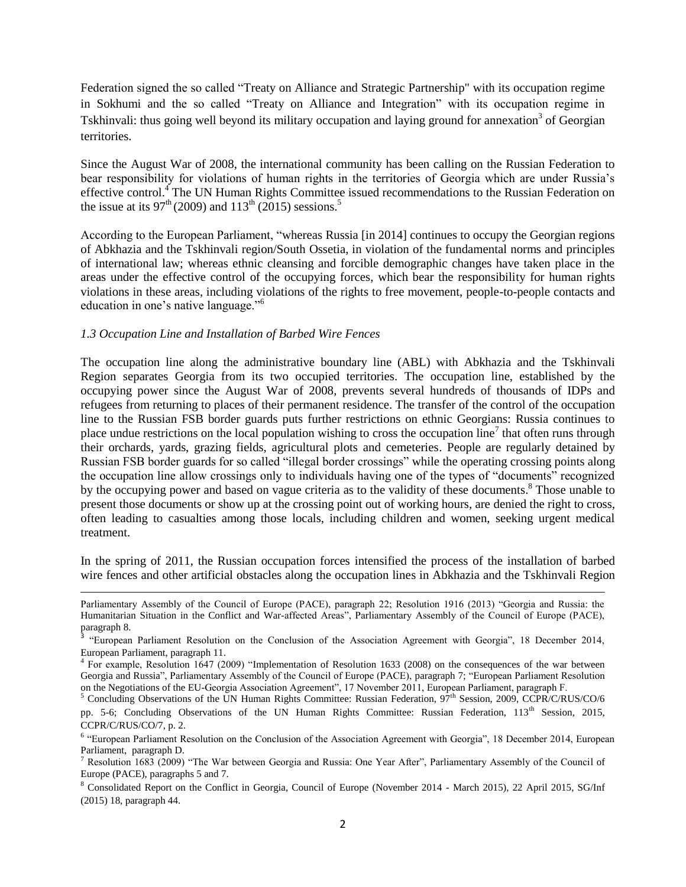Federation signed the so called "Treaty on Alliance and Strategic Partnership" with its occupation regime in Sokhumi and the so called "Treaty on Alliance and Integration" with its occupation regime in Tskhinvali: thus going well beyond its military occupation and laying ground for annexation[3] of Georgian territories.

Since the August War of 2008, the international community has been calling on the Russian Federation to bear responsibility for violations of human rights in the territories of Georgia which are under Russia's effective control.[4] The UN Human Rights Committee issued recommendations to the Russian Federation on the issue at its 97th (2009) and 113th (2015) sessions.[5]

According to the European Parliament, "whereas Russia [in 2014] continues to occupy the Georgian regions of Abkhazia and the Tskhinvali region/South Ossetia, in violation of the fundamental norms and principles of international law; whereas ethnic cleansing and forcible demographic changes have taken place in the areas under the effective control of the occupying forces, which bear the responsibility for human rights violations in these areas, including violations of the rights to free movement, people-to-people contacts and education in one's native language."[6]

### *1.3 Occupation Line and Installation of Barbed Wire Fences*

The occupation line along the administrative boundary line (ABL) with Abkhazia and the Tskhinvali Region separates Georgia from its two occupied territories. The occupation line, established by the occupying power since the August War of 2008, prevents several hundreds of thousands of IDPs and refugees from returning to places of their permanent residence. The transfer of the control of the occupation line to the Russian FSB border guards puts further restrictions on ethnic Georgians: Russia continues to place undue restrictions on the local population wishing to cross the occupation line[7] that often runs through their orchards, yards, grazing fields, agricultural plots and cemeteries. People are regularly detained by Russian FSB border guards for so called "illegal border crossings" while the operating crossing points along the occupation line allow crossings only to individuals having one of the types of "documents" recognized by the occupying power and based on vague criteria as to the validity of these documents.[8] Those unable to present those documents or show up at the crossing point out of working hours, are denied the right to cross, often leading to casualties among those locals, including children and women, seeking urgent medical treatment.

In the spring of 2011, the Russian occupation forces intensified the process of the installation of barbed wire fences and other artificial obstacles along the occupation lines in Abkhazia and the Tskhinvali Region

---

Parliamentary Assembly of the Council of Europe (PACE), paragraph 22; Resolution 1916 (2013) "Georgia and Russia: the Humanitarian Situation in the Conflict and War-affected Areas", Parliamentary Assembly of the Council of Europe (PACE), paragraph 8.

[3] "European Parliament Resolution on the Conclusion of the Association Agreement with Georgia", 18 December 2014, European Parliament, paragraph 11.

[4] For example, Resolution 1647 (2009) "Implementation of Resolution 1633 (2008) on the consequences of the war between Georgia and Russia", Parliamentary Assembly of the Council of Europe (PACE), paragraph 7; "European Parliament Resolution on the Negotiations of the EU-Georgia Association Agreement", 17 November 2011, European Parliament, paragraph F.

[5] Concluding Observations of the UN Human Rights Committee: Russian Federation, 97th Session, 2009, CCPR/C/RUS/CO/6 pp. 5-6; Concluding Observations of the UN Human Rights Committee: Russian Federation, 113th Session, 2015, CCPR/C/RUS/CO/7, p. 2.

[6] "European Parliament Resolution on the Conclusion of the Association Agreement with Georgia", 18 December 2014, European Parliament, paragraph D.

[7] Resolution 1683 (2009) "The War between Georgia and Russia: One Year After", Parliamentary Assembly of the Council of Europe (PACE), paragraphs 5 and 7.

[8] Consolidated Report on the Conflict in Georgia, Council of Europe (November 2014 - March 2015), 22 April 2015, SG/Inf (2015) 18, paragraph 44.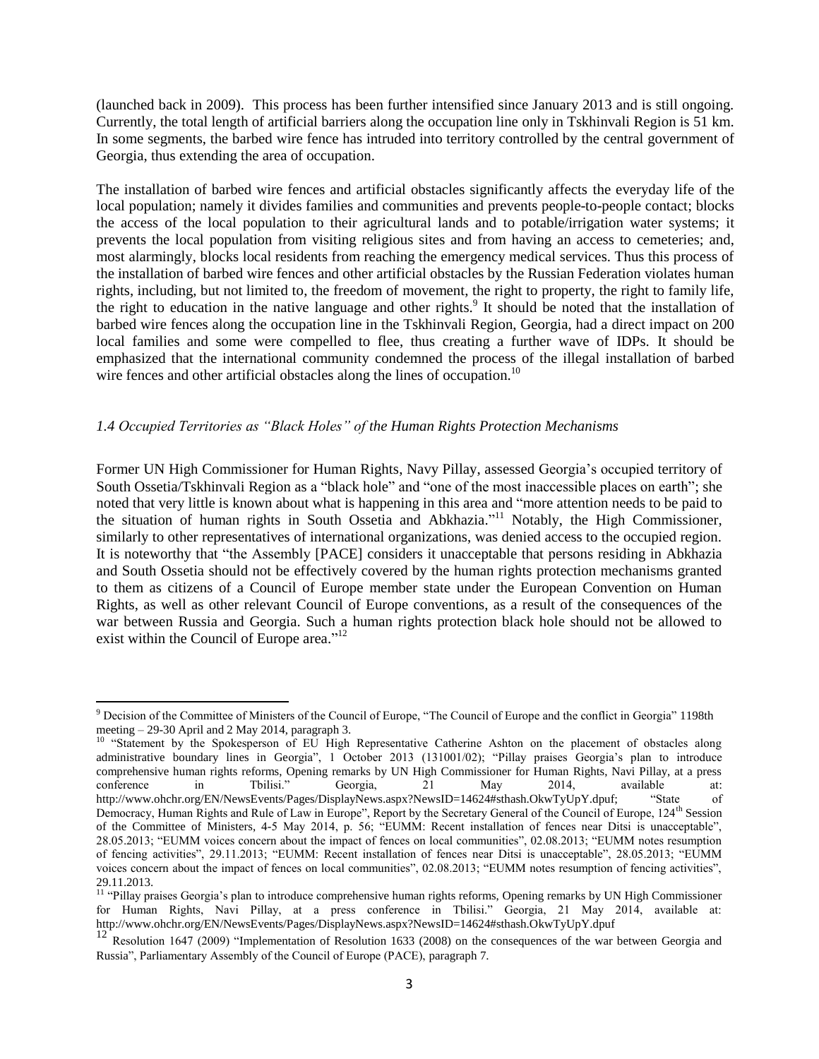(launched back in 2009). This process has been further intensified since January 2013 and is still ongoing. Currently, the total length of artificial barriers along the occupation line only in Tskhinvali Region is 51 km. In some segments, the barbed wire fence has intruded into territory controlled by the central government of Georgia, thus extending the area of occupation.

The installation of barbed wire fences and artificial obstacles significantly affects the everyday life of the local population; namely it divides families and communities and prevents people-to-people contact; blocks the access of the local population to their agricultural lands and to potable/irrigation water systems; it prevents the local population from visiting religious sites and from having an access to cemeteries; and, most alarmingly, blocks local residents from reaching the emergency medical services. Thus this process of the installation of barbed wire fences and other artificial obstacles by the Russian Federation violates human rights, including, but not limited to, the freedom of movement, the right to property, the right to family life, the right to education in the native language and other rights.[9] It should be noted that the installation of barbed wire fences along the occupation line in the Tskhinvali Region, Georgia, had a direct impact on 200 local families and some were compelled to flee, thus creating a further wave of IDPs. It should be emphasized that the international community condemned the process of the illegal installation of barbed wire fences and other artificial obstacles along the lines of occupation.[10]

### *1.4 Occupied Territories as "Black Holes" of the Human Rights Protection Mechanisms*

Former UN High Commissioner for Human Rights, Navy Pillay, assessed Georgia's occupied territory of South Ossetia/Tskhinvali Region as a "black hole" and "one of the most inaccessible places on earth"; she noted that very little is known about what is happening in this area and "more attention needs to be paid to the situation of human rights in South Ossetia and Abkhazia."[11] Notably, the High Commissioner, similarly to other representatives of international organizations, was denied access to the occupied region. It is noteworthy that "the Assembly [PACE] considers it unacceptable that persons residing in Abkhazia and South Ossetia should not be effectively covered by the human rights protection mechanisms granted to them as citizens of a Council of Europe member state under the European Convention on Human Rights, as well as other relevant Council of Europe conventions, as a result of the consequences of the war between Russia and Georgia. Such a human rights protection black hole should not be allowed to exist within the Council of Europe area."[12]

---

[9] Decision of the Committee of Ministers of the Council of Europe, "The Council of Europe and the conflict in Georgia" 1198th meeting – 29-30 April and 2 May 2014, paragraph 3.

[10] "Statement by the Spokesperson of EU High Representative Catherine Ashton on the placement of obstacles along administrative boundary lines in Georgia", 1 October 2013 (131001/02); "Pillay praises Georgia's plan to introduce comprehensive human rights reforms, Opening remarks by UN High Commissioner for Human Rights, Navi Pillay, at a press conference in Tbilisi." Georgia, 21 May 2014, available at: http://www.ohchr.org/EN/NewsEvents/Pages/DisplayNews.aspx?NewsID=14624#sthash.OkwTyUpY.dpuf; "State of Democracy, Human Rights and Rule of Law in Europe", Report by the Secretary General of the Council of Europe, 124th Session of the Committee of Ministers, 4-5 May 2014, p. 56; "EUMM: Recent installation of fences near Ditsi is unacceptable", 28.05.2013; "EUMM voices concern about the impact of fences on local communities", 02.08.2013; "EUMM notes resumption of fencing activities", 29.11.2013; "EUMM: Recent installation of fences near Ditsi is unacceptable", 28.05.2013; "EUMM voices concern about the impact of fences on local communities", 02.08.2013; "EUMM notes resumption of fencing activities", 29.11.2013.

[11] "Pillay praises Georgia's plan to introduce comprehensive human rights reforms, Opening remarks by UN High Commissioner for Human Rights, Navi Pillay, at a press conference in Tbilisi." Georgia, 21 May 2014, available at: http://www.ohchr.org/EN/NewsEvents/Pages/DisplayNews.aspx?NewsID=14624#sthash.OkwTyUpY.dpuf

[12] Resolution 1647 (2009) "Implementation of Resolution 1633 (2008) on the consequences of the war between Georgia and Russia", Parliamentary Assembly of the Council of Europe (PACE), paragraph 7.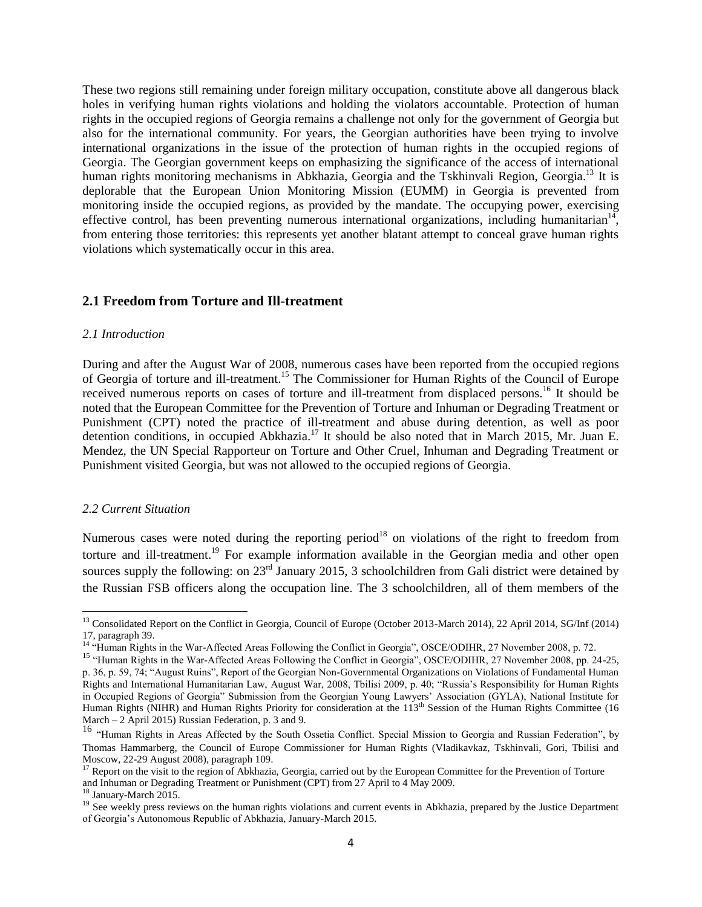These two regions still remaining under foreign military occupation, constitute above all dangerous black holes in verifying human rights violations and holding the violators accountable. Protection of human rights in the occupied regions of Georgia remains a challenge not only for the government of Georgia but also for the international community. For years, the Georgian authorities have been trying to involve international organizations in the issue of the protection of human rights in the occupied regions of Georgia. The Georgian government keeps on emphasizing the significance of the access of international human rights monitoring mechanisms in Abkhazia, Georgia and the Tskhinvali Region, Georgia.[13] It is deplorable that the European Union Monitoring Mission (EUMM) in Georgia is prevented from monitoring inside the occupied regions, as provided by the mandate. The occupying power, exercising effective control, has been preventing numerous international organizations, including humanitarian[14], from entering those territories: this represents yet another blatant attempt to conceal grave human rights violations which systematically occur in this area.

## 2.1 Freedom from Torture and Ill-treatment

*2.1 Introduction*

During and after the August War of 2008, numerous cases have been reported from the occupied regions of Georgia of torture and ill-treatment.[15] The Commissioner for Human Rights of the Council of Europe received numerous reports on cases of torture and ill-treatment from displaced persons.[16] It should be noted that the European Committee for the Prevention of Torture and Inhuman or Degrading Treatment or Punishment (CPT) noted the practice of ill-treatment and abuse during detention, as well as poor detention conditions, in occupied Abkhazia.[17] It should be also noted that in March 2015, Mr. Juan E. Mendez, the UN Special Rapporteur on Torture and Other Cruel, Inhuman and Degrading Treatment or Punishment visited Georgia, but was not allowed to the occupied regions of Georgia.

*2.2 Current Situation*

Numerous cases were noted during the reporting period[18] on violations of the right to freedom from torture and ill-treatment.[19] For example information available in the Georgian media and other open sources supply the following: on 23rd January 2015, 3 schoolchildren from Gali district were detained by the Russian FSB officers along the occupation line. The 3 schoolchildren, all of them members of the

---

[13] Consolidated Report on the Conflict in Georgia, Council of Europe (October 2013-March 2014), 22 April 2014, SG/Inf (2014) 17, paragraph 39.

[14] "Human Rights in the War-Affected Areas Following the Conflict in Georgia", OSCE/ODIHR, 27 November 2008, p. 72.

[15] "Human Rights in the War-Affected Areas Following the Conflict in Georgia", OSCE/ODIHR, 27 November 2008, pp. 24-25, p. 36, p. 59, 74; "August Ruins", Report of the Georgian Non-Governmental Organizations on Violations of Fundamental Human Rights and International Humanitarian Law, August War, 2008, Tbilisi 2009, p. 40; "Russia's Responsibility for Human Rights in Occupied Regions of Georgia" Submission from the Georgian Young Lawyers' Association (GYLA), National Institute for Human Rights (NIHR) and Human Rights Priority for consideration at the 113th Session of the Human Rights Committee (16 March – 2 April 2015) Russian Federation, p. 3 and 9.

[16] "Human Rights in Areas Affected by the South Ossetia Conflict. Special Mission to Georgia and Russian Federation", by Thomas Hammarberg, the Council of Europe Commissioner for Human Rights (Vladikavkaz, Tskhinvali, Gori, Tbilisi and Moscow, 22-29 August 2008), paragraph 109.

[17] Report on the visit to the region of Abkhazia, Georgia, carried out by the European Committee for the Prevention of Torture and Inhuman or Degrading Treatment or Punishment (CPT) from 27 April to 4 May 2009.

[18] January-March 2015.

[19] See weekly press reviews on the human rights violations and current events in Abkhazia, prepared by the Justice Department of Georgia's Autonomous Republic of Abkhazia, January-March 2015.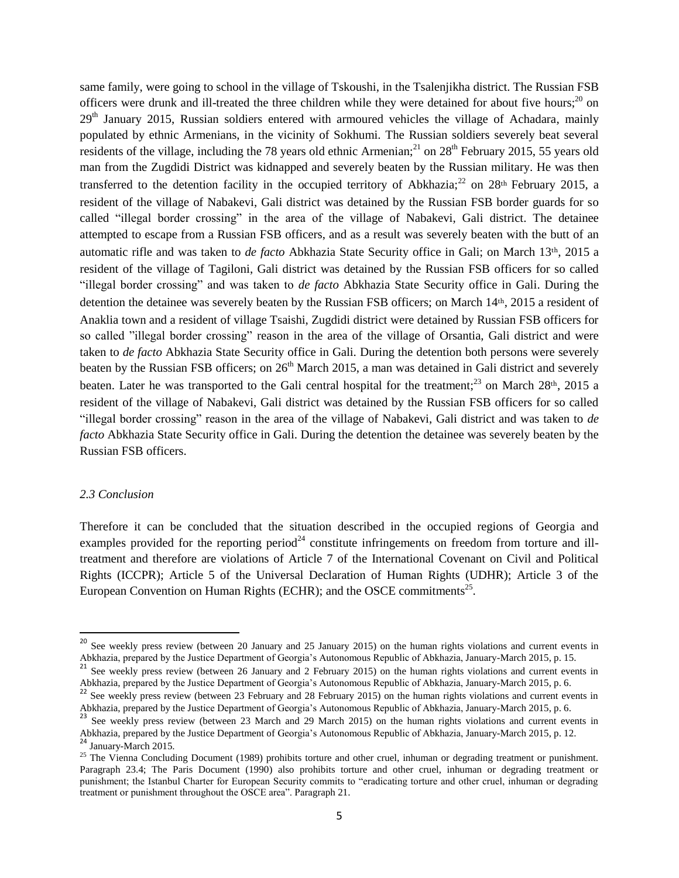same family, were going to school in the village of Tskoushi, in the Tsalenjikha district. The Russian FSB officers were drunk and ill-treated the three children while they were detained for about five hours;[20] on 29th January 2015, Russian soldiers entered with armoured vehicles the village of Achadara, mainly populated by ethnic Armenians, in the vicinity of Sokhumi. The Russian soldiers severely beat several residents of the village, including the 78 years old ethnic Armenian;[21] on 28th February 2015, 55 years old man from the Zugdidi District was kidnapped and severely beaten by the Russian military. He was then transferred to the detention facility in the occupied territory of Abkhazia;[22] on 28th February 2015, a resident of the village of Nabakevi, Gali district was detained by the Russian FSB border guards for so called "illegal border crossing" in the area of the village of Nabakevi, Gali district. The detainee attempted to escape from a Russian FSB officers, and as a result was severely beaten with the butt of an automatic rifle and was taken to *de facto* Abkhazia State Security office in Gali; on March 13th, 2015 a resident of the village of Tagiloni, Gali district was detained by the Russian FSB officers for so called "illegal border crossing" and was taken to *de facto* Abkhazia State Security office in Gali. During the detention the detainee was severely beaten by the Russian FSB officers; on March 14th, 2015 a resident of Anaklia town and a resident of village Tsaishi, Zugdidi district were detained by Russian FSB officers for so called "illegal border crossing" reason in the area of the village of Orsantia, Gali district and were taken to *de facto* Abkhazia State Security office in Gali. During the detention both persons were severely beaten by the Russian FSB officers; on 26th March 2015, a man was detained in Gali district and severely beaten. Later he was transported to the Gali central hospital for the treatment;[23] on March 28th, 2015 a resident of the village of Nabakevi, Gali district was detained by the Russian FSB officers for so called "illegal border crossing" reason in the area of the village of Nabakevi, Gali district and was taken to *de facto* Abkhazia State Security office in Gali. During the detention the detainee was severely beaten by the Russian FSB officers.

*2.3 Conclusion*

Therefore it can be concluded that the situation described in the occupied regions of Georgia and examples provided for the reporting period[24] constitute infringements on freedom from torture and ill-treatment and therefore are violations of Article 7 of the International Covenant on Civil and Political Rights (ICCPR); Article 5 of the Universal Declaration of Human Rights (UDHR); Article 3 of the European Convention on Human Rights (ECHR); and the OSCE commitments[25].

---

[20] See weekly press review (between 20 January and 25 January 2015) on the human rights violations and current events in Abkhazia, prepared by the Justice Department of Georgia's Autonomous Republic of Abkhazia, January-March 2015, p. 15.

[21] See weekly press review (between 26 January and 2 February 2015) on the human rights violations and current events in Abkhazia, prepared by the Justice Department of Georgia's Autonomous Republic of Abkhazia, January-March 2015, p. 6.

[22] See weekly press review (between 23 February and 28 February 2015) on the human rights violations and current events in Abkhazia, prepared by the Justice Department of Georgia's Autonomous Republic of Abkhazia, January-March 2015, p. 6.

[23] See weekly press review (between 23 March and 29 March 2015) on the human rights violations and current events in Abkhazia, prepared by the Justice Department of Georgia's Autonomous Republic of Abkhazia, January-March 2015, p. 12.

[24] January-March 2015.

[25] The Vienna Concluding Document (1989) prohibits torture and other cruel, inhuman or degrading treatment or punishment. Paragraph 23.4; The Paris Document (1990) also prohibits torture and other cruel, inhuman or degrading treatment or punishment; the Istanbul Charter for European Security commits to "eradicating torture and other cruel, inhuman or degrading treatment or punishment throughout the OSCE area". Paragraph 21.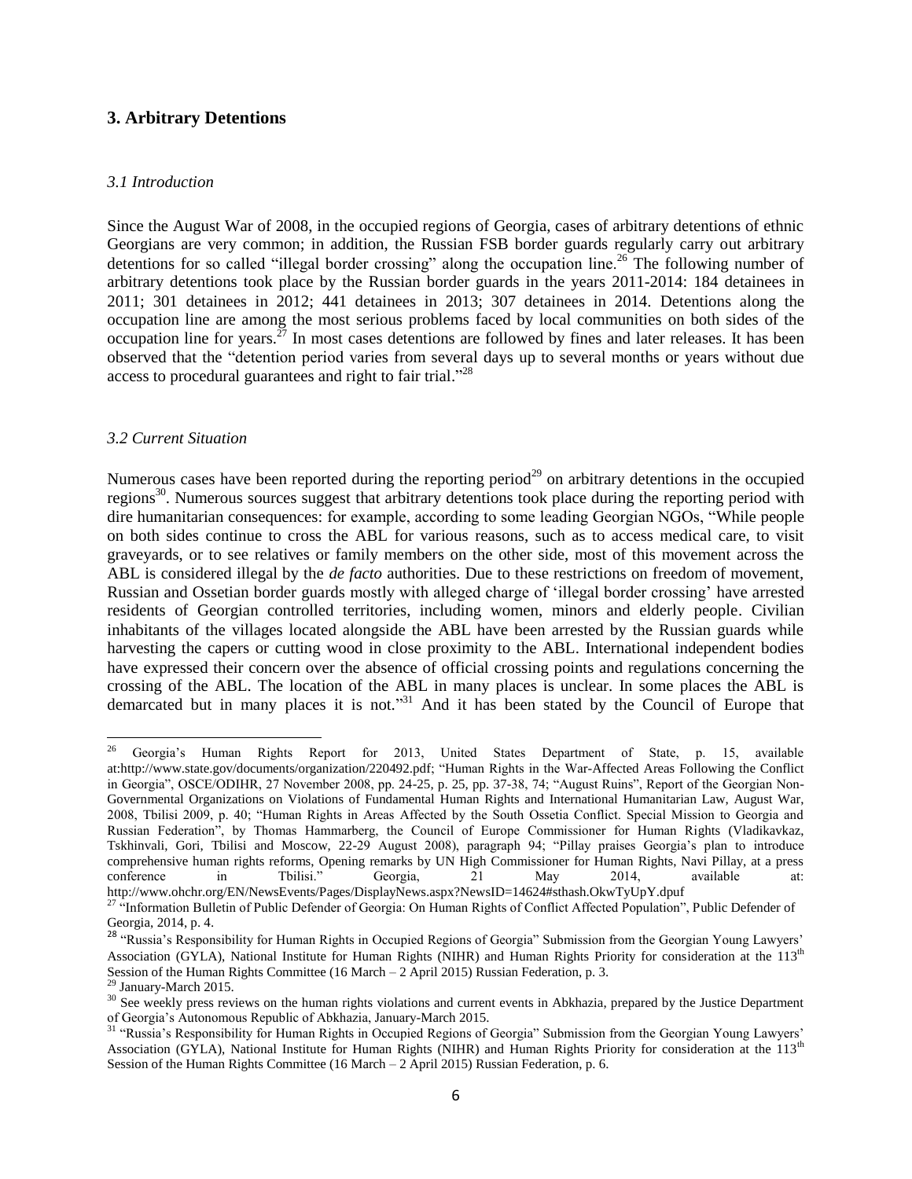## 3. Arbitrary Detentions

### *3.1 Introduction*

Since the August War of 2008, in the occupied regions of Georgia, cases of arbitrary detentions of ethnic Georgians are very common; in addition, the Russian FSB border guards regularly carry out arbitrary detentions for so called "illegal border crossing" along the occupation line.[26] The following number of arbitrary detentions took place by the Russian border guards in the years 2011-2014: 184 detainees in 2011; 301 detainees in 2012; 441 detainees in 2013; 307 detainees in 2014. Detentions along the occupation line are among the most serious problems faced by local communities on both sides of the occupation line for years.[27] In most cases detentions are followed by fines and later releases. It has been observed that the "detention period varies from several days up to several months or years without due access to procedural guarantees and right to fair trial."[28]

### *3.2 Current Situation*

Numerous cases have been reported during the reporting period[29] on arbitrary detentions in the occupied regions[30]. Numerous sources suggest that arbitrary detentions took place during the reporting period with dire humanitarian consequences: for example, according to some leading Georgian NGOs, "While people on both sides continue to cross the ABL for various reasons, such as to access medical care, to visit graveyards, or to see relatives or family members on the other side, most of this movement across the ABL is considered illegal by the *de facto* authorities. Due to these restrictions on freedom of movement, Russian and Ossetian border guards mostly with alleged charge of 'illegal border crossing' have arrested residents of Georgian controlled territories, including women, minors and elderly people. Civilian inhabitants of the villages located alongside the ABL have been arrested by the Russian guards while harvesting the capers or cutting wood in close proximity to the ABL. International independent bodies have expressed their concern over the absence of official crossing points and regulations concerning the crossing of the ABL. The location of the ABL in many places is unclear. In some places the ABL is demarcated but in many places it is not."[31] And it has been stated by the Council of Europe that

---

[26] Georgia's Human Rights Report for 2013, United States Department of State, p. 15, available at:http://www.state.gov/documents/organization/220492.pdf; "Human Rights in the War-Affected Areas Following the Conflict in Georgia", OSCE/ODIHR, 27 November 2008, pp. 24-25, p. 25, pp. 37-38, 74; "August Ruins", Report of the Georgian Non-Governmental Organizations on Violations of Fundamental Human Rights and International Humanitarian Law, August War, 2008, Tbilisi 2009, p. 40; "Human Rights in Areas Affected by the South Ossetia Conflict. Special Mission to Georgia and Russian Federation", by Thomas Hammarberg, the Council of Europe Commissioner for Human Rights (Vladikavkaz, Tskhinvali, Gori, Tbilisi and Moscow, 22-29 August 2008), paragraph 94; "Pillay praises Georgia's plan to introduce comprehensive human rights reforms, Opening remarks by UN High Commissioner for Human Rights, Navi Pillay, at a press conference in Tbilisi." Georgia, 21 May 2014, available at: http://www.ohchr.org/EN/NewsEvents/Pages/DisplayNews.aspx?NewsID=14624#sthash.OkwTyUpY.dpuf

[27] "Information Bulletin of Public Defender of Georgia: On Human Rights of Conflict Affected Population", Public Defender of Georgia, 2014, p. 4.

[28] "Russia's Responsibility for Human Rights in Occupied Regions of Georgia" Submission from the Georgian Young Lawyers' Association (GYLA), National Institute for Human Rights (NIHR) and Human Rights Priority for consideration at the 113th Session of the Human Rights Committee (16 March – 2 April 2015) Russian Federation, p. 3.

[29] January-March 2015.

[30] See weekly press reviews on the human rights violations and current events in Abkhazia, prepared by the Justice Department of Georgia's Autonomous Republic of Abkhazia, January-March 2015.

[31] "Russia's Responsibility for Human Rights in Occupied Regions of Georgia" Submission from the Georgian Young Lawyers' Association (GYLA), National Institute for Human Rights (NIHR) and Human Rights Priority for consideration at the 113th Session of the Human Rights Committee (16 March – 2 April 2015) Russian Federation, p. 6.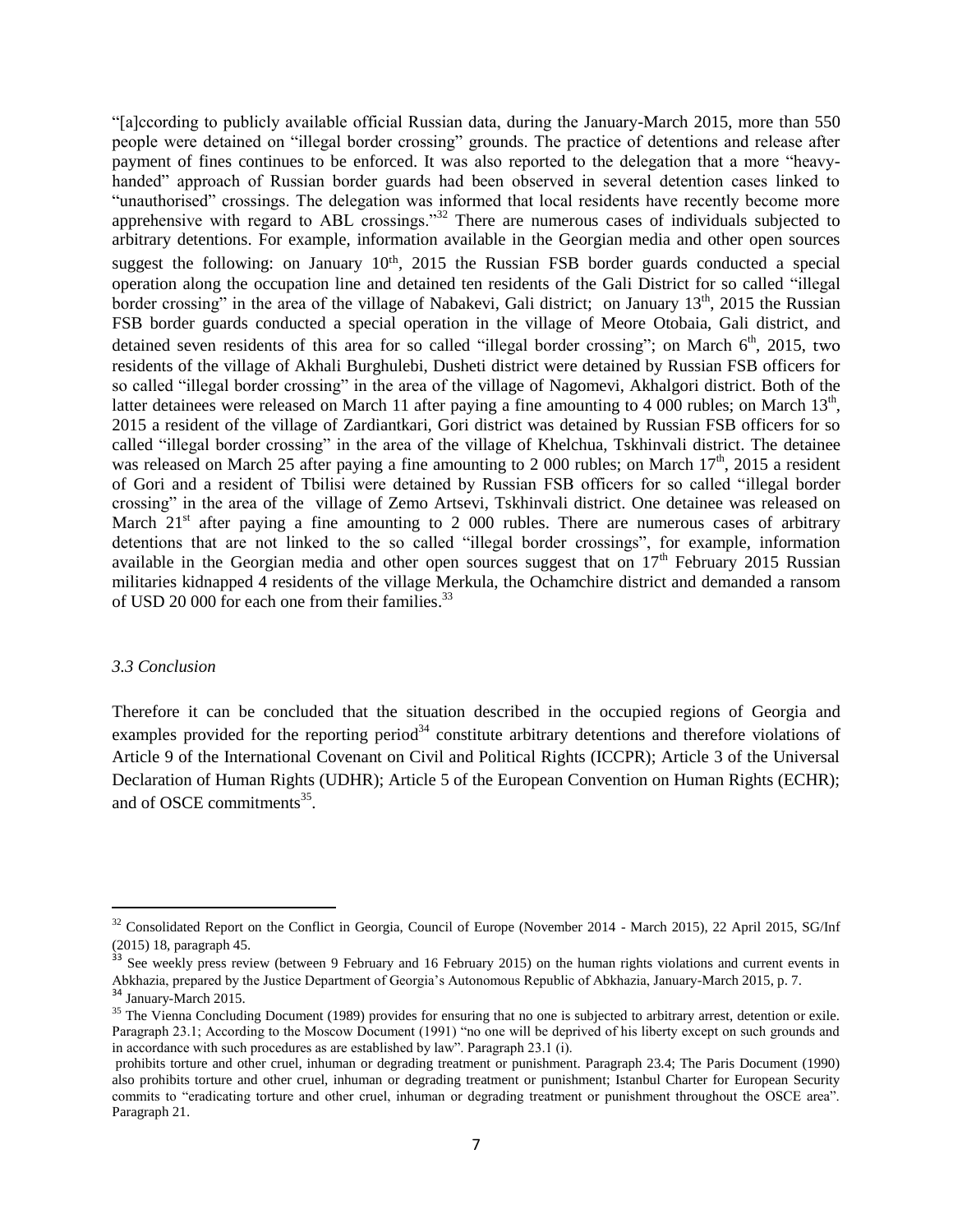"[a]ccording to publicly available official Russian data, during the January-March 2015, more than 550 people were detained on "illegal border crossing" grounds. The practice of detentions and release after payment of fines continues to be enforced. It was also reported to the delegation that a more "heavy-handed" approach of Russian border guards had been observed in several detention cases linked to "unauthorised" crossings. The delegation was informed that local residents have recently become more apprehensive with regard to ABL crossings."[32] There are numerous cases of individuals subjected to arbitrary detentions. For example, information available in the Georgian media and other open sources suggest the following: on January 10th, 2015 the Russian FSB border guards conducted a special operation along the occupation line and detained ten residents of the Gali District for so called "illegal border crossing" in the area of the village of Nabakevi, Gali district; on January 13th, 2015 the Russian FSB border guards conducted a special operation in the village of Meore Otobaia, Gali district, and detained seven residents of this area for so called "illegal border crossing"; on March 6th, 2015, two residents of the village of Akhali Burghulebi, Dusheti district were detained by Russian FSB officers for so called "illegal border crossing" in the area of the village of Nagomevi, Akhalgori district. Both of the latter detainees were released on March 11 after paying a fine amounting to 4 000 rubles; on March 13th, 2015 a resident of the village of Zardiantkari, Gori district was detained by Russian FSB officers for so called "illegal border crossing" in the area of the village of Khelchua, Tskhinvali district. The detainee was released on March 25 after paying a fine amounting to 2 000 rubles; on March 17th, 2015 a resident of Gori and a resident of Tbilisi were detained by Russian FSB officers for so called "illegal border crossing" in the area of the village of Zemo Artsevi, Tskhinvali district. One detainee was released on March 21st after paying a fine amounting to 2 000 rubles. There are numerous cases of arbitrary detentions that are not linked to the so called "illegal border crossings", for example, information available in the Georgian media and other open sources suggest that on 17th February 2015 Russian militaries kidnapped 4 residents of the village Merkula, the Ochamchire district and demanded a ransom of USD 20 000 for each one from their families.[33]

*3.3 Conclusion*

Therefore it can be concluded that the situation described in the occupied regions of Georgia and examples provided for the reporting period[34] constitute arbitrary detentions and therefore violations of Article 9 of the International Covenant on Civil and Political Rights (ICCPR); Article 3 of the Universal Declaration of Human Rights (UDHR); Article 5 of the European Convention on Human Rights (ECHR); and of OSCE commitments[35].

---

[32] Consolidated Report on the Conflict in Georgia, Council of Europe (November 2014 - March 2015), 22 April 2015, SG/Inf (2015) 18, paragraph 45.

[33] See weekly press review (between 9 February and 16 February 2015) on the human rights violations and current events in Abkhazia, prepared by the Justice Department of Georgia's Autonomous Republic of Abkhazia, January-March 2015, p. 7.

[34] January-March 2015.

[35] The Vienna Concluding Document (1989) provides for ensuring that no one is subjected to arbitrary arrest, detention or exile. Paragraph 23.1; According to the Moscow Document (1991) "no one will be deprived of his liberty except on such grounds and in accordance with such procedures as are established by law". Paragraph 23.1 (i).

prohibits torture and other cruel, inhuman or degrading treatment or punishment. Paragraph 23.4; The Paris Document (1990) also prohibits torture and other cruel, inhuman or degrading treatment or punishment; Istanbul Charter for European Security commits to "eradicating torture and other cruel, inhuman or degrading treatment or punishment throughout the OSCE area". Paragraph 21.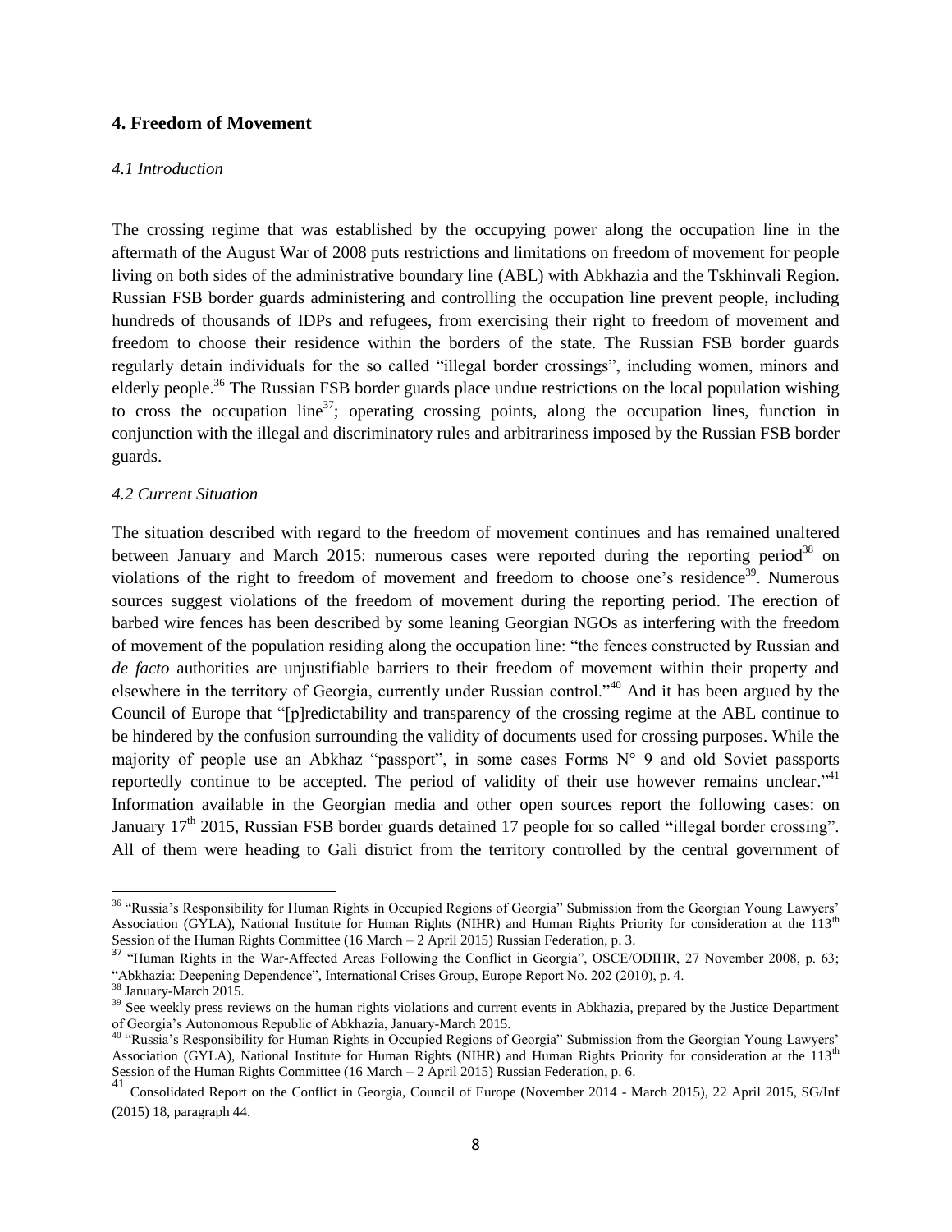## 4. Freedom of Movement

### *4.1 Introduction*

The crossing regime that was established by the occupying power along the occupation line in the aftermath of the August War of 2008 puts restrictions and limitations on freedom of movement for people living on both sides of the administrative boundary line (ABL) with Abkhazia and the Tskhinvali Region. Russian FSB border guards administering and controlling the occupation line prevent people, including hundreds of thousands of IDPs and refugees, from exercising their right to freedom of movement and freedom to choose their residence within the borders of the state. The Russian FSB border guards regularly detain individuals for the so called "illegal border crossings", including women, minors and elderly people.[36] The Russian FSB border guards place undue restrictions on the local population wishing to cross the occupation line[37]; operating crossing points, along the occupation lines, function in conjunction with the illegal and discriminatory rules and arbitrariness imposed by the Russian FSB border guards.

### *4.2 Current Situation*

The situation described with regard to the freedom of movement continues and has remained unaltered between January and March 2015: numerous cases were reported during the reporting period[38] on violations of the right to freedom of movement and freedom to choose one's residence[39]. Numerous sources suggest violations of the freedom of movement during the reporting period. The erection of barbed wire fences has been described by some leaning Georgian NGOs as interfering with the freedom of movement of the population residing along the occupation line: "the fences constructed by Russian and *de facto* authorities are unjustifiable barriers to their freedom of movement within their property and elsewhere in the territory of Georgia, currently under Russian control."[40] And it has been argued by the Council of Europe that "[p]redictability and transparency of the crossing regime at the ABL continue to be hindered by the confusion surrounding the validity of documents used for crossing purposes. While the majority of people use an Abkhaz "passport", in some cases Forms N° 9 and old Soviet passports reportedly continue to be accepted. The period of validity of their use however remains unclear."[41] Information available in the Georgian media and other open sources report the following cases: on January 17th 2015, Russian FSB border guards detained 17 people for so called **"**illegal border crossing". All of them were heading to Gali district from the territory controlled by the central government of

---

[36] "Russia's Responsibility for Human Rights in Occupied Regions of Georgia" Submission from the Georgian Young Lawyers' Association (GYLA), National Institute for Human Rights (NIHR) and Human Rights Priority for consideration at the 113th Session of the Human Rights Committee (16 March – 2 April 2015) Russian Federation, p. 3.

[37] "Human Rights in the War-Affected Areas Following the Conflict in Georgia", OSCE/ODIHR, 27 November 2008, p. 63; "Abkhazia: Deepening Dependence", International Crises Group, Europe Report No. 202 (2010), p. 4.

[38] January-March 2015.

[39] See weekly press reviews on the human rights violations and current events in Abkhazia, prepared by the Justice Department of Georgia's Autonomous Republic of Abkhazia, January-March 2015.

[40] "Russia's Responsibility for Human Rights in Occupied Regions of Georgia" Submission from the Georgian Young Lawyers' Association (GYLA), National Institute for Human Rights (NIHR) and Human Rights Priority for consideration at the 113th Session of the Human Rights Committee (16 March – 2 April 2015) Russian Federation, p. 6.

[41] Consolidated Report on the Conflict in Georgia, Council of Europe (November 2014 - March 2015), 22 April 2015, SG/Inf (2015) 18, paragraph 44.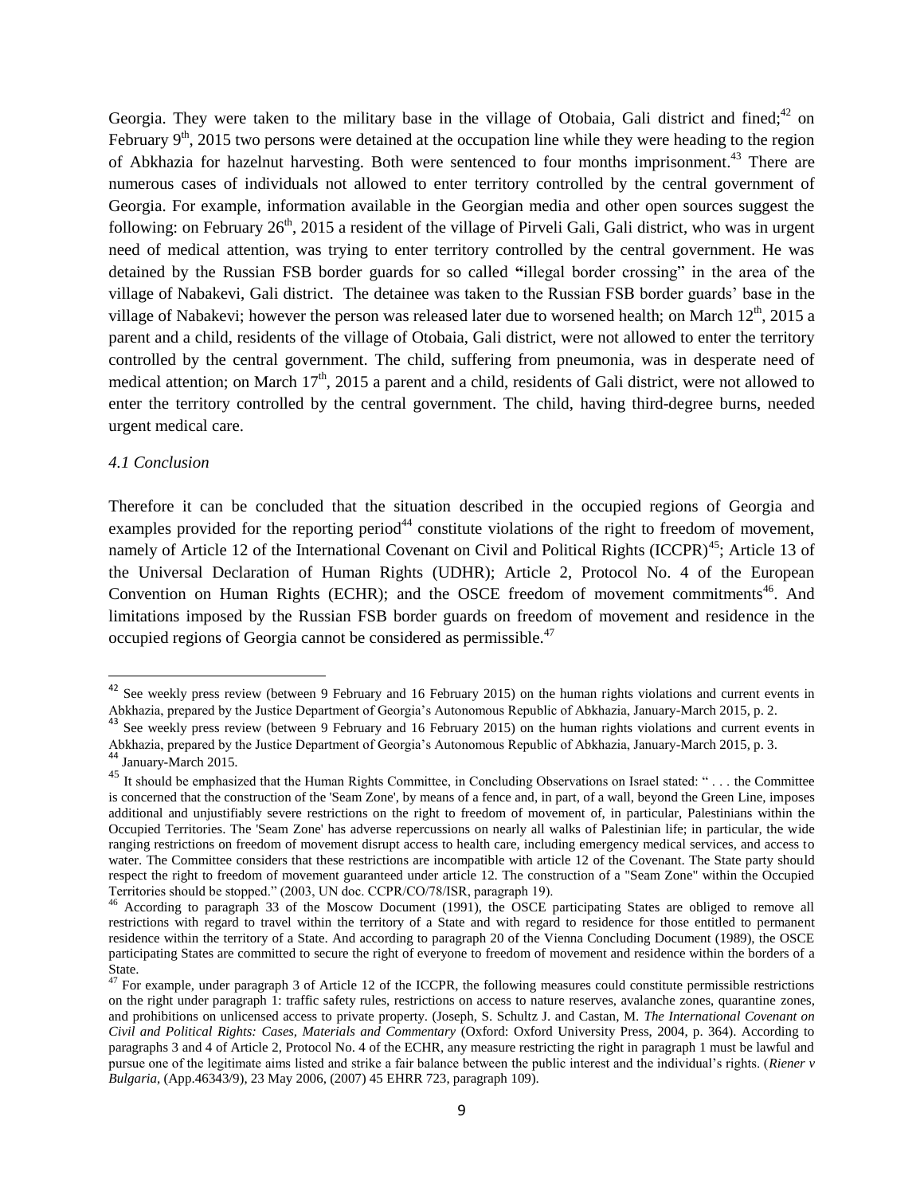Georgia. They were taken to the military base in the village of Otobaia, Gali district and fined;[42] on February 9th, 2015 two persons were detained at the occupation line while they were heading to the region of Abkhazia for hazelnut harvesting. Both were sentenced to four months imprisonment.[43] There are numerous cases of individuals not allowed to enter territory controlled by the central government of Georgia. For example, information available in the Georgian media and other open sources suggest the following: on February 26th, 2015 a resident of the village of Pirveli Gali, Gali district, who was in urgent need of medical attention, was trying to enter territory controlled by the central government. He was detained by the Russian FSB border guards for so called **"**illegal border crossing" in the area of the village of Nabakevi, Gali district. The detainee was taken to the Russian FSB border guards' base in the village of Nabakevi; however the person was released later due to worsened health; on March 12th, 2015 a parent and a child, residents of the village of Otobaia, Gali district, were not allowed to enter the territory controlled by the central government. The child, suffering from pneumonia, was in desperate need of medical attention; on March 17th, 2015 a parent and a child, residents of Gali district, were not allowed to enter the territory controlled by the central government. The child, having third-degree burns, needed urgent medical care.

*4.1 Conclusion*

Therefore it can be concluded that the situation described in the occupied regions of Georgia and examples provided for the reporting period[44] constitute violations of the right to freedom of movement, namely of Article 12 of the International Covenant on Civil and Political Rights (ICCPR)[45]; Article 13 of the Universal Declaration of Human Rights (UDHR); Article 2, Protocol No. 4 of the European Convention on Human Rights (ECHR); and the OSCE freedom of movement commitments[46]. And limitations imposed by the Russian FSB border guards on freedom of movement and residence in the occupied regions of Georgia cannot be considered as permissible.[47]

---

[42] See weekly press review (between 9 February and 16 February 2015) on the human rights violations and current events in Abkhazia, prepared by the Justice Department of Georgia's Autonomous Republic of Abkhazia, January-March 2015, p. 2.

[43] See weekly press review (between 9 February and 16 February 2015) on the human rights violations and current events in Abkhazia, prepared by the Justice Department of Georgia's Autonomous Republic of Abkhazia, January-March 2015, p. 3.

[44] January-March 2015.

[45] It should be emphasized that the Human Rights Committee, in Concluding Observations on Israel stated: " . . . the Committee is concerned that the construction of the 'Seam Zone', by means of a fence and, in part, of a wall, beyond the Green Line, imposes additional and unjustifiably severe restrictions on the right to freedom of movement of, in particular, Palestinians within the Occupied Territories. The 'Seam Zone' has adverse repercussions on nearly all walks of Palestinian life; in particular, the wide ranging restrictions on freedom of movement disrupt access to health care, including emergency medical services, and access to water. The Committee considers that these restrictions are incompatible with article 12 of the Covenant. The State party should respect the right to freedom of movement guaranteed under article 12. The construction of a "Seam Zone" within the Occupied Territories should be stopped." (2003, UN doc. CCPR/CO/78/ISR, paragraph 19).

[46] According to paragraph 33 of the Moscow Document (1991), the OSCE participating States are obliged to remove all restrictions with regard to travel within the territory of a State and with regard to residence for those entitled to permanent residence within the territory of a State. And according to paragraph 20 of the Vienna Concluding Document (1989), the OSCE participating States are committed to secure the right of everyone to freedom of movement and residence within the borders of a State.

[47] For example, under paragraph 3 of Article 12 of the ICCPR, the following measures could constitute permissible restrictions on the right under paragraph 1: traffic safety rules, restrictions on access to nature reserves, avalanche zones, quarantine zones, and prohibitions on unlicensed access to private property. (Joseph, S. Schultz J. and Castan, M. *The International Covenant on Civil and Political Rights: Cases, Materials and Commentary* (Oxford: Oxford University Press, 2004, p. 364). According to paragraphs 3 and 4 of Article 2, Protocol No. 4 of the ECHR, any measure restricting the right in paragraph 1 must be lawful and pursue one of the legitimate aims listed and strike a fair balance between the public interest and the individual's rights. (*Riener v Bulgaria*, (App.46343/9), 23 May 2006, (2007) 45 EHRR 723, paragraph 109).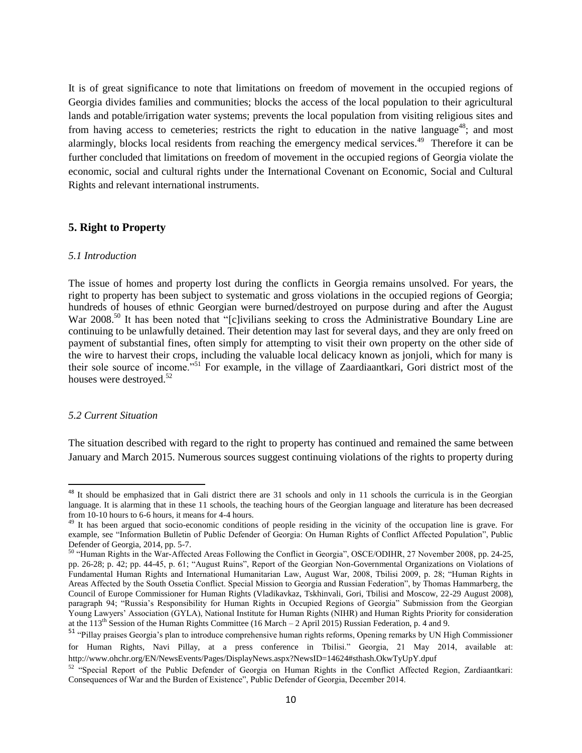It is of great significance to note that limitations on freedom of movement in the occupied regions of Georgia divides families and communities; blocks the access of the local population to their agricultural lands and potable/irrigation water systems; prevents the local population from visiting religious sites and from having access to cemeteries; restricts the right to education in the native language[48]; and most alarmingly, blocks local residents from reaching the emergency medical services.[49] Therefore it can be further concluded that limitations on freedom of movement in the occupied regions of Georgia violate the economic, social and cultural rights under the International Covenant on Economic, Social and Cultural Rights and relevant international instruments.

## 5. Right to Property

### *5.1 Introduction*

The issue of homes and property lost during the conflicts in Georgia remains unsolved. For years, the right to property has been subject to systematic and gross violations in the occupied regions of Georgia; hundreds of houses of ethnic Georgian were burned/destroyed on purpose during and after the August War 2008.[50] It has been noted that "[c]ivilians seeking to cross the Administrative Boundary Line are continuing to be unlawfully detained. Their detention may last for several days, and they are only freed on payment of substantial fines, often simply for attempting to visit their own property on the other side of the wire to harvest their crops, including the valuable local delicacy known as jonjoli, which for many is their sole source of income."[51] For example, in the village of Zaardiaantkari, Gori district most of the houses were destroyed.[52]

### *5.2 Current Situation*

The situation described with regard to the right to property has continued and remained the same between January and March 2015. Numerous sources suggest continuing violations of the rights to property during

---

[48] It should be emphasized that in Gali district there are 31 schools and only in 11 schools the curricula is in the Georgian language. It is alarming that in these 11 schools, the teaching hours of the Georgian language and literature has been decreased from 10-10 hours to 6-6 hours, it means for 4-4 hours.

[49] It has been argued that socio-economic conditions of people residing in the vicinity of the occupation line is grave. For example, see "Information Bulletin of Public Defender of Georgia: On Human Rights of Conflict Affected Population", Public Defender of Georgia, 2014, pp. 5-7.

[50] "Human Rights in the War-Affected Areas Following the Conflict in Georgia", OSCE/ODIHR, 27 November 2008, pp. 24-25, pp. 26-28; p. 42; pp. 44-45, p. 61; "August Ruins", Report of the Georgian Non-Governmental Organizations on Violations of Fundamental Human Rights and International Humanitarian Law, August War, 2008, Tbilisi 2009, p. 28; "Human Rights in Areas Affected by the South Ossetia Conflict. Special Mission to Georgia and Russian Federation", by Thomas Hammarberg, the Council of Europe Commissioner for Human Rights (Vladikavkaz, Tskhinvali, Gori, Tbilisi and Moscow, 22-29 August 2008), paragraph 94; "Russia's Responsibility for Human Rights in Occupied Regions of Georgia" Submission from the Georgian Young Lawyers' Association (GYLA), National Institute for Human Rights (NIHR) and Human Rights Priority for consideration at the 113th Session of the Human Rights Committee (16 March – 2 April 2015) Russian Federation, p. 4 and 9.

[51] "Pillay praises Georgia's plan to introduce comprehensive human rights reforms, Opening remarks by UN High Commissioner for Human Rights, Navi Pillay, at a press conference in Tbilisi." Georgia, 21 May 2014, available at: http://www.ohchr.org/EN/NewsEvents/Pages/DisplayNews.aspx?NewsID=14624#sthash.OkwTyUpY.dpuf

[52] "Special Report of the Public Defender of Georgia on Human Rights in the Conflict Affected Region, Zardiaantkari: Consequences of War and the Burden of Existence", Public Defender of Georgia, December 2014.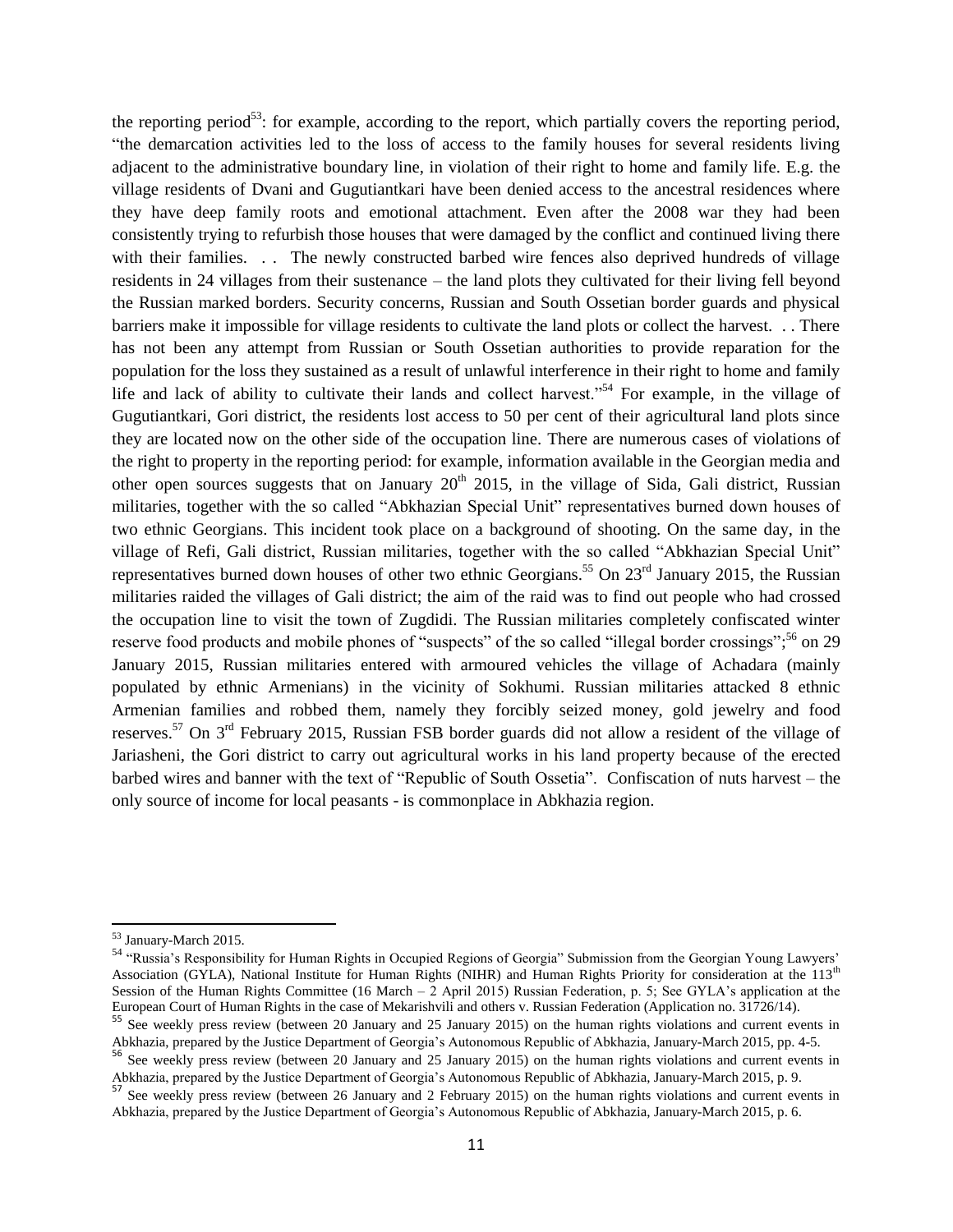the reporting period[53]: for example, according to the report, which partially covers the reporting period, "the demarcation activities led to the loss of access to the family houses for several residents living adjacent to the administrative boundary line, in violation of their right to home and family life. E.g. the village residents of Dvani and Gugutiantkari have been denied access to the ancestral residences where they have deep family roots and emotional attachment. Even after the 2008 war they had been consistently trying to refurbish those houses that were damaged by the conflict and continued living there with their families. . . The newly constructed barbed wire fences also deprived hundreds of village residents in 24 villages from their sustenance – the land plots they cultivated for their living fell beyond the Russian marked borders. Security concerns, Russian and South Ossetian border guards and physical barriers make it impossible for village residents to cultivate the land plots or collect the harvest. . . There has not been any attempt from Russian or South Ossetian authorities to provide reparation for the population for the loss they sustained as a result of unlawful interference in their right to home and family life and lack of ability to cultivate their lands and collect harvest."[54] For example, in the village of Gugutiantkari, Gori district, the residents lost access to 50 per cent of their agricultural land plots since they are located now on the other side of the occupation line. There are numerous cases of violations of the right to property in the reporting period: for example, information available in the Georgian media and other open sources suggests that on January 20th 2015, in the village of Sida, Gali district, Russian militaries, together with the so called "Abkhazian Special Unit" representatives burned down houses of two ethnic Georgians. This incident took place on a background of shooting. On the same day, in the village of Refi, Gali district, Russian militaries, together with the so called "Abkhazian Special Unit" representatives burned down houses of other two ethnic Georgians.[55] On 23rd January 2015, the Russian militaries raided the villages of Gali district; the aim of the raid was to find out people who had crossed the occupation line to visit the town of Zugdidi. The Russian militaries completely confiscated winter reserve food products and mobile phones of "suspects" of the so called "illegal border crossings";[56] on 29 January 2015, Russian militaries entered with armoured vehicles the village of Achadara (mainly populated by ethnic Armenians) in the vicinity of Sokhumi. Russian militaries attacked 8 ethnic Armenian families and robbed them, namely they forcibly seized money, gold jewelry and food reserves.[57] On 3rd February 2015, Russian FSB border guards did not allow a resident of the village of Jariasheni, the Gori district to carry out agricultural works in his land property because of the erected barbed wires and banner with the text of "Republic of South Ossetia". Confiscation of nuts harvest – the only source of income for local peasants - is commonplace in Abkhazia region.

---

[53] January-March 2015.

[54] "Russia's Responsibility for Human Rights in Occupied Regions of Georgia" Submission from the Georgian Young Lawyers' Association (GYLA), National Institute for Human Rights (NIHR) and Human Rights Priority for consideration at the 113th Session of the Human Rights Committee (16 March – 2 April 2015) Russian Federation, p. 5; See GYLA's application at the European Court of Human Rights in the case of Mekarishvili and others v. Russian Federation (Application no. 31726/14).

[55] See weekly press review (between 20 January and 25 January 2015) on the human rights violations and current events in Abkhazia, prepared by the Justice Department of Georgia's Autonomous Republic of Abkhazia, January-March 2015, pp. 4-5.

[56] See weekly press review (between 20 January and 25 January 2015) on the human rights violations and current events in Abkhazia, prepared by the Justice Department of Georgia's Autonomous Republic of Abkhazia, January-March 2015, p. 9.

[57] See weekly press review (between 26 January and 2 February 2015) on the human rights violations and current events in Abkhazia, prepared by the Justice Department of Georgia's Autonomous Republic of Abkhazia, January-March 2015, p. 6.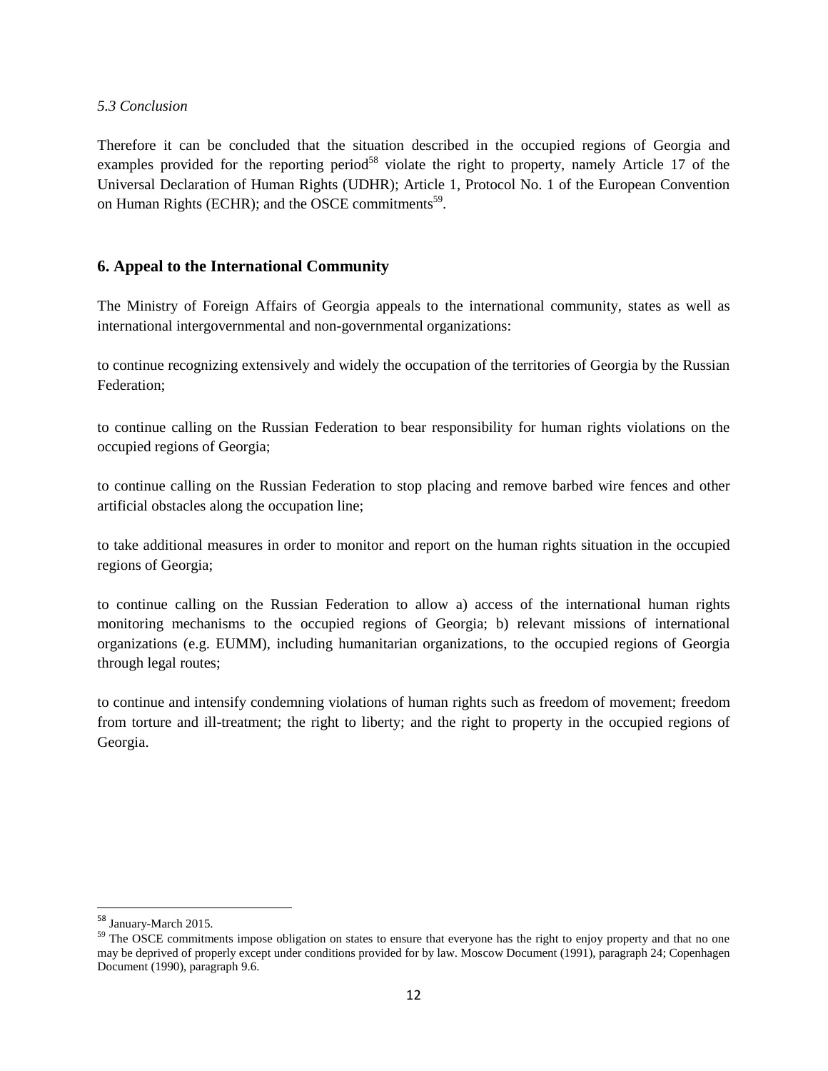*5.3 Conclusion*

Therefore it can be concluded that the situation described in the occupied regions of Georgia and examples provided for the reporting period[58] violate the right to property, namely Article 17 of the Universal Declaration of Human Rights (UDHR); Article 1, Protocol No. 1 of the European Convention on Human Rights (ECHR); and the OSCE commitments[59].

## 6. Appeal to the International Community

The Ministry of Foreign Affairs of Georgia appeals to the international community, states as well as international intergovernmental and non-governmental organizations:

to continue recognizing extensively and widely the occupation of the territories of Georgia by the Russian Federation;

to continue calling on the Russian Federation to bear responsibility for human rights violations on the occupied regions of Georgia;

to continue calling on the Russian Federation to stop placing and remove barbed wire fences and other artificial obstacles along the occupation line;

to take additional measures in order to monitor and report on the human rights situation in the occupied regions of Georgia;

to continue calling on the Russian Federation to allow a) access of the international human rights monitoring mechanisms to the occupied regions of Georgia; b) relevant missions of international organizations (e.g. EUMM), including humanitarian organizations, to the occupied regions of Georgia through legal routes;

to continue and intensify condemning violations of human rights such as freedom of movement; freedom from torture and ill-treatment; the right to liberty; and the right to property in the occupied regions of Georgia.

---

[58] January-March 2015.

[59] The OSCE commitments impose obligation on states to ensure that everyone has the right to enjoy property and that no one may be deprived of properly except under conditions provided for by law. Moscow Document (1991), paragraph 24; Copenhagen Document (1990), paragraph 9.6.